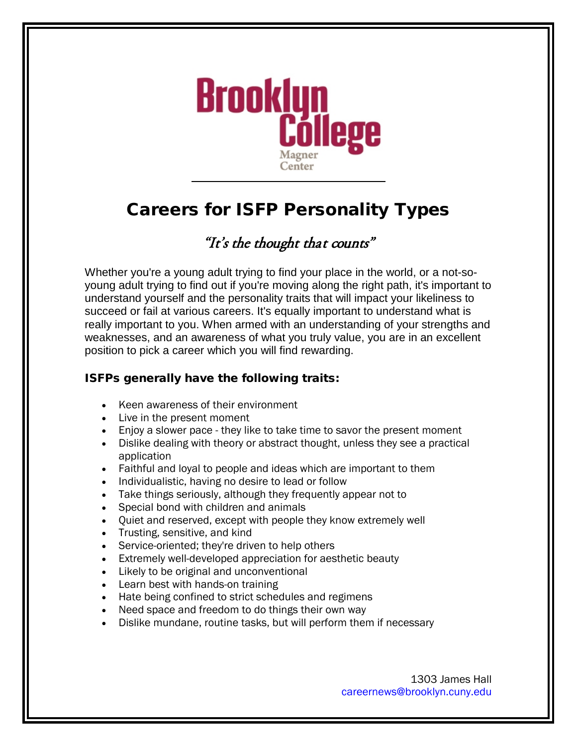Brooklyn College

Magner Center

# Careers for ISFP Personality Types

*"It's the thought that counts"*

Whether you're a young adult trying to find your place in the world, or a not-so-young adult trying to find out if you're moving along the right path, it's important to understand yourself and the personality traits that will impact your likeliness to succeed or fail at various careers. It's equally important to understand what is really important to you. When armed with an understanding of your strengths and weaknesses, and an awareness of what you truly value, you are in an excellent position to pick a career which you will find rewarding.

### ISFPs generally have the following traits:

- Keen awareness of their environment
- Live in the present moment
- Enjoy a slower pace - they like to take time to savor the present moment
- Dislike dealing with theory or abstract thought, unless they see a practical application
- Faithful and loyal to people and ideas which are important to them
- Individualistic, having no desire to lead or follow
- Take things seriously, although they frequently appear not to
- Special bond with children and animals
- Quiet and reserved, except with people they know extremely well
- Trusting, sensitive, and kind
- Service-oriented; they're driven to help others
- Extremely well-developed appreciation for aesthetic beauty
- Likely to be original and unconventional
- Learn best with hands-on training
- Hate being confined to strict schedules and regimens
- Need space and freedom to do things their own way
- Dislike mundane, routine tasks, but will perform them if necessary

1303 James Hall
careernews@brooklyn.cuny.edu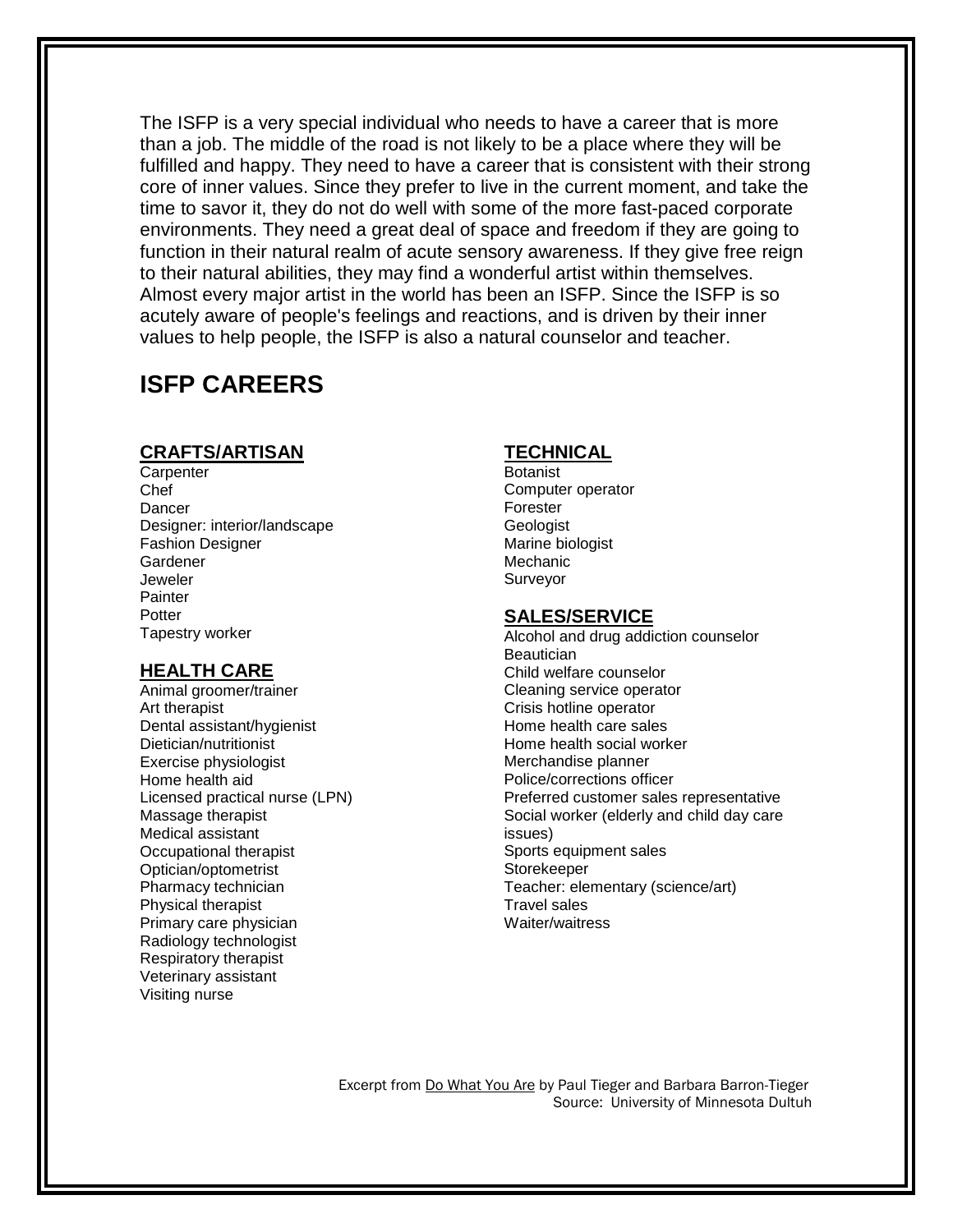The ISFP is a very special individual who needs to have a career that is more than a job. The middle of the road is not likely to be a place where they will be fulfilled and happy. They need to have a career that is consistent with their strong core of inner values. Since they prefer to live in the current moment, and take the time to savor it, they do not do well with some of the more fast-paced corporate environments. They need a great deal of space and freedom if they are going to function in their natural realm of acute sensory awareness. If they give free reign to their natural abilities, they may find a wonderful artist within themselves. Almost every major artist in the world has been an ISFP. Since the ISFP is so acutely aware of people's feelings and reactions, and is driven by their inner values to help people, the ISFP is also a natural counselor and teacher.

## ISFP CAREERS

### CRAFTS/ARTISAN

Carpenter
Chef
Dancer
Designer: interior/landscape
Fashion Designer
Gardener
Jeweler
Painter
Potter
Tapestry worker

### HEALTH CARE

Animal groomer/trainer
Art therapist
Dental assistant/hygienist
Dietician/nutritionist
Exercise physiologist
Home health aid
Licensed practical nurse (LPN)
Massage therapist
Medical assistant
Occupational therapist
Optician/optometrist
Pharmacy technician
Physical therapist
Primary care physician
Radiology technologist
Respiratory therapist
Veterinary assistant
Visiting nurse

### TECHNICAL

Botanist
Computer operator
Forester
Geologist
Marine biologist
Mechanic
Surveyor

### SALES/SERVICE

Alcohol and drug addiction counselor
Beautician
Child welfare counselor
Cleaning service operator
Crisis hotline operator
Home health care sales
Home health social worker
Merchandise planner
Police/corrections officer
Preferred customer sales representative
Social worker (elderly and child day care issues)
Sports equipment sales
Storekeeper
Teacher: elementary (science/art)
Travel sales
Waiter/waitress

Excerpt from Do What You Are by Paul Tieger and Barbara Barron-Tieger
Source: University of Minnesota Dultuh